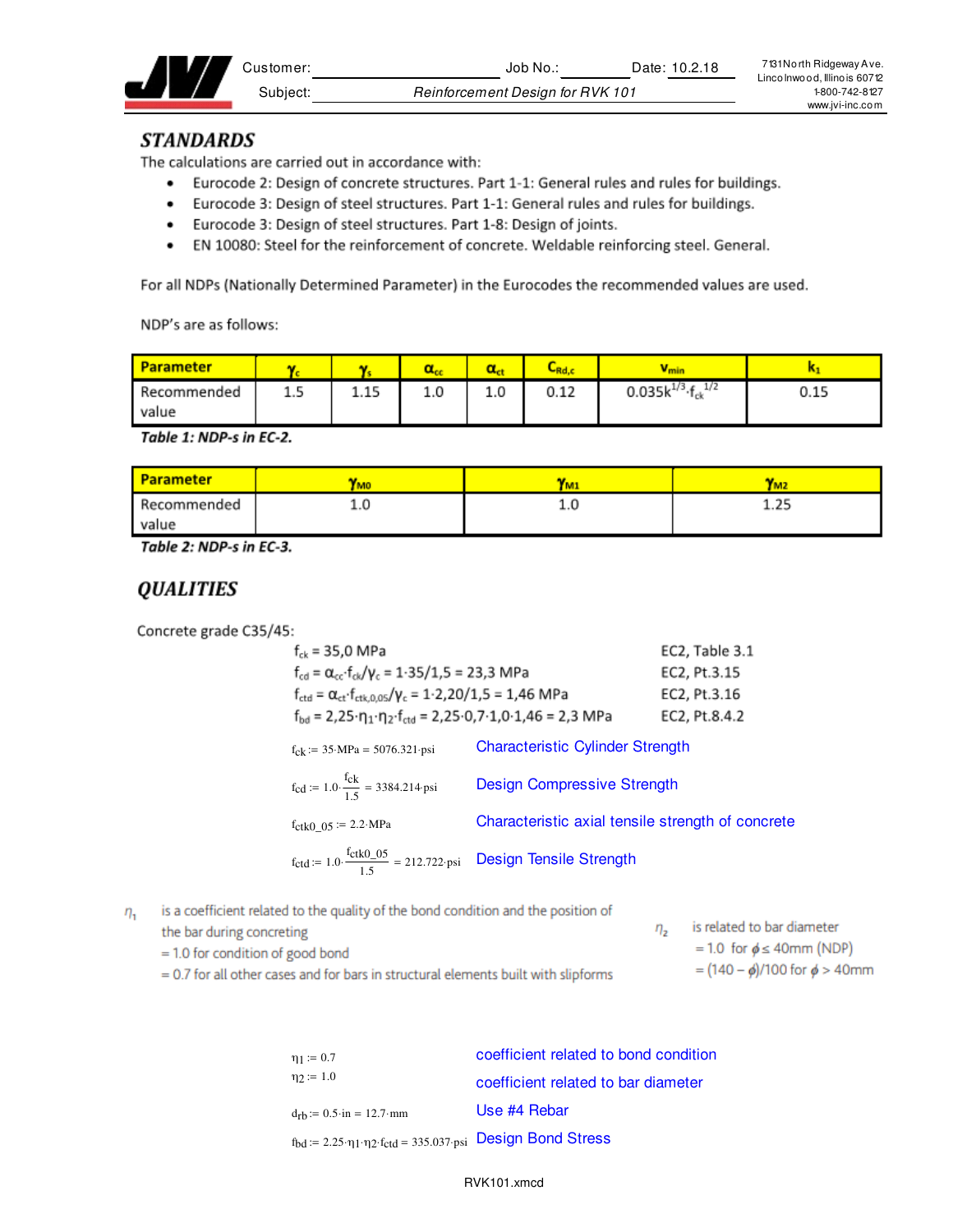Customer: Job No.: Date: 10.2.18

Subject: *Reinforcement Design for RVK 101*

## STANDARDS

The calculations are carried out in accordance with:

- Eurocode 2: Design of concrete structures. Part 1-1: General rules and rules for buildings.
- Eurocode 3: Design of steel structures. Part 1-1: General rules and rules for buildings.
- Eurocode 3: Design of steel structures. Part 1-8: Design of joints.
- EN 10080: Steel for the reinforcement of concrete. Weldable reinforcing steel. General.

For all NDPs (Nationally Determined Parameter) in the Eurocodes the recommended values are used.

NDP's are as follows:

| Parameter | $\gamma_c$ | $\gamma_s$ | $\alpha_{cc}$ | $\alpha_{ct}$ | $C_{Rd,c}$ | $v_{min}$ | $k_1$ |
|---|---|---|---|---|---|---|---|
| Recommended value | 1.5 | 1.15 | 1.0 | 1.0 | 0.12 | $0.035k^{1/3} \cdot f_{ck}^{1/2}$ | 0.15 |

***Table 1: NDP-s in EC-2.***

| Parameter | $\gamma_{M0}$ | $\gamma_{M1}$ | $\gamma_{M2}$ |
|---|---|---|---|
| Recommended value | 1.0 | 1.0 | 1.25 |

***Table 2: NDP-s in EC-3.***

## QUALITIES

Concrete grade C35/45:

$f_{ck} = 35{,}0$ MPa — EC2, Table 3.1

$f_{cd} = \alpha_{cc} \cdot f_{ck}/\gamma_c = 1 \cdot 35/1{,}5 = 23{,}3$ MPa — EC2, Pt.3.15

$f_{ctd} = \alpha_{ct} \cdot f_{ctk,0,05}/\gamma_c = 1 \cdot 2{,}20/1{,}5 = 1{,}46$ MPa — EC2, Pt.3.16

$f_{bd} = 2{,}25 \cdot \eta_1 \cdot \eta_2 \cdot f_{ctd} = 2{,}25 \cdot 0{,}7 \cdot 1{,}0 \cdot 1{,}46 = 2{,}3$ MPa — EC2, Pt.8.4.2

$f_{ck} := 35 \cdot MPa = 5076.321 \cdot psi$ — Characteristic Cylinder Strength

$f_{cd} := 1.0 \cdot \frac{f_{ck}}{1.5} = 3384.214 \cdot psi$ — Design Compressive Strength

$f_{ctk0\_05} := 2.2 \cdot MPa$ — Characteristic axial tensile strength of concrete

$f_{ctd} := 1.0 \cdot \frac{f_{ctk0\_05}}{1.5} = 212.722 \cdot psi$ — Design Tensile Strength

$\eta_1$ is a coefficient related to the quality of the bond condition and the position of the bar during concreting
= 1.0 for condition of good bond
= 0.7 for all other cases and for bars in structural elements built with slipforms

$\eta_2$ is related to bar diameter
= 1.0 for $\phi \leq 40$mm (NDP)
= $(140 - \phi)/100$ for $\phi > 40$mm

$\eta_1 := 0.7$ — coefficient related to bond condition

$\eta_2 := 1.0$ — coefficient related to bar diameter

$d_{rb} := 0.5 \cdot in = 12.7 \cdot mm$ — Use #4 Rebar

$f_{bd} := 2.25 \cdot \eta_1 \cdot \eta_2 \cdot f_{ctd} = 335.037 \cdot psi$ — Design Bond Stress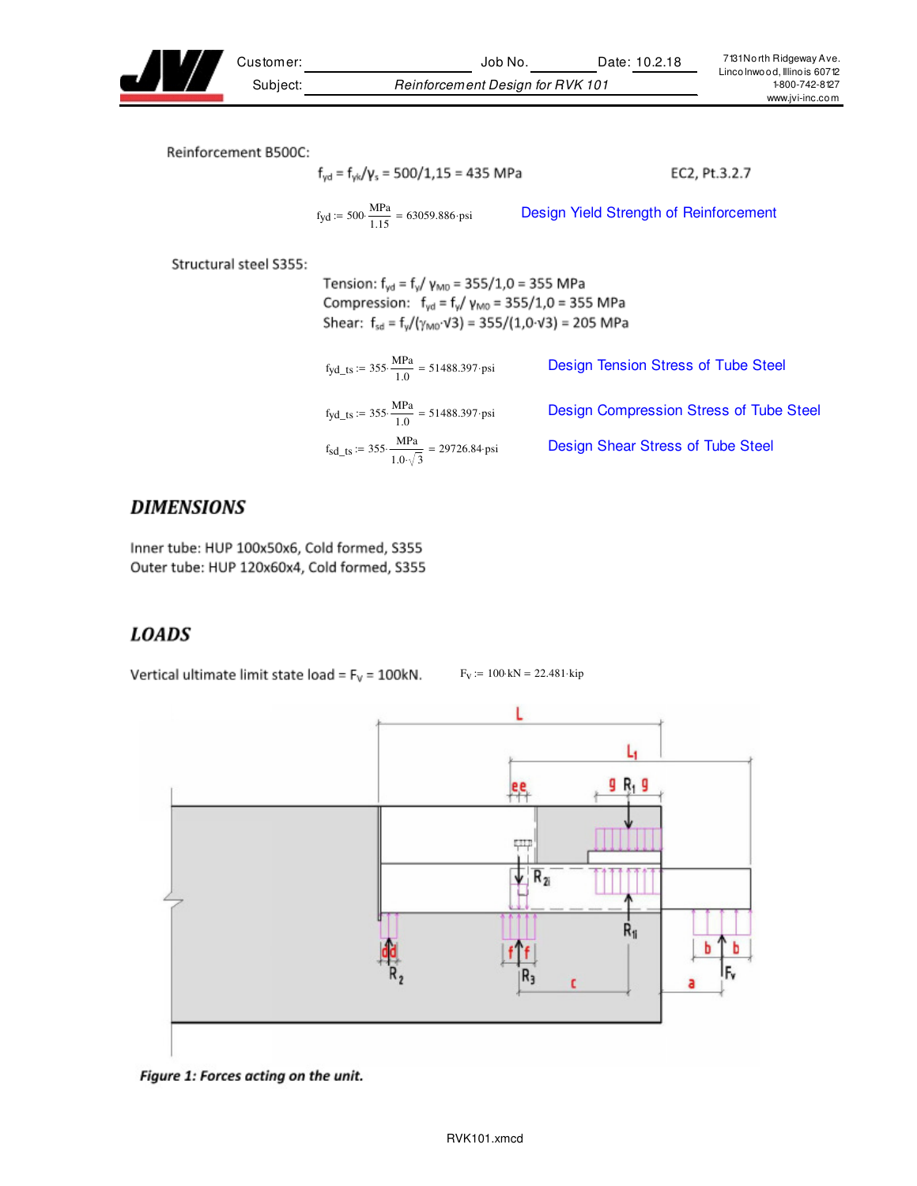Reinforcement B500C:

$f_{yd} = f_{yk}/\gamma_s = 500/1,15 = 435$ MPa — EC2, Pt.3.2.7

$fyd := 500 \cdot \frac{MPa}{1.15} = 63059.886 \cdot psi$ — Design Yield Strength of Reinforcement

Structural steel S355:

Tension: $f_{yd} = f_y/\gamma_{M0} = 355/1,0 = 355$ MPa
Compression: $f_{yd} = f_y/\gamma_{M0} = 355/1,0 = 355$ MPa
Shear: $f_{sd} = f_y/(\gamma_{M0} \cdot \sqrt{3}) = 355/(1,0 \cdot \sqrt{3}) = 205$ MPa

$fyd\_ts := 355 \cdot \frac{MPa}{1.0} = 51488.397 \cdot psi$ — Design Tension Stress of Tube Steel

$fyd\_ts := 355 \cdot \frac{MPa}{1.0} = 51488.397 \cdot psi$ — Design Compression Stress of Tube Steel

$fsd\_ts := 355 \cdot \frac{MPa}{1.0 \cdot \sqrt{3}} = 29726.84 \cdot psi$ — Design Shear Stress of Tube Steel

## DIMENSIONS

Inner tube: HUP 100x50x6, Cold formed, S355
Outer tube: HUP 120x60x4, Cold formed, S355

## LOADS

Vertical ultimate limit state load = $F_V$ = 100kN. $F_V := 100 \cdot kN = 22.481 \cdot kip$

*Figure 1: Forces acting on the unit.*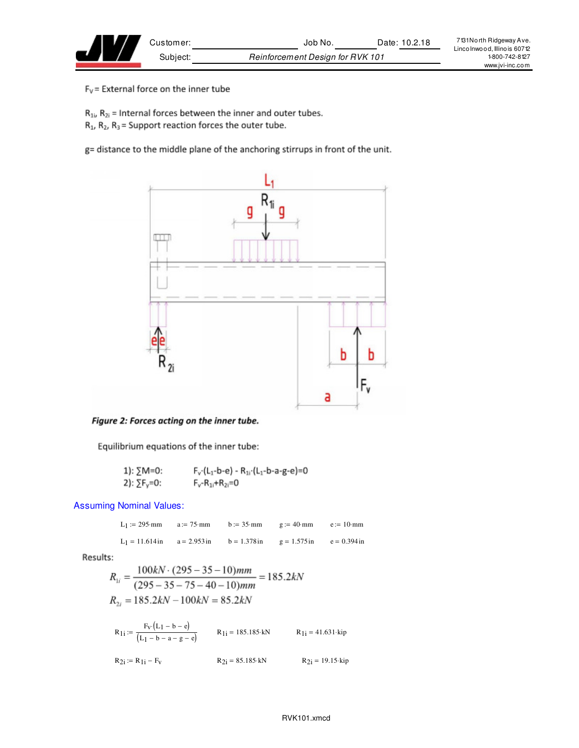$F_v$ = External force on the inner tube

$R_{1i}$, $R_{2i}$ = Internal forces between the inner and outer tubes.
$R_1$, $R_2$, $R_3$ = Support reaction forces the outer tube.

g= distance to the middle plane of the anchoring stirrups in front of the unit.

*Figure 2: Forces acting on the inner tube.*

Equilibrium equations of the inner tube:

1): $\sum M=0$: $F_v \cdot (L_1-b-e) - R_{1i} \cdot (L_1-b-a-g-e)=0$

2): $\sum F_y=0$: $F_v-R_{1i}+R_{2i}=0$

Assuming Nominal Values:

| $L_1 := 295 \cdot mm$ | $a := 75 \cdot mm$ | $b := 35 \cdot mm$ | $g := 40 \cdot mm$ | $e := 10 \cdot mm$ |
|---|---|---|---|---|
| $L_1 = 11.614 in$ | $a = 2.953 in$ | $b = 1.378 in$ | $g = 1.575 in$ | $e = 0.394 in$ |

Results:

$$R_{1i} = \frac{100kN \cdot (295-35-10)mm}{(295-35-75-40-10)mm} = 185.2kN$$

$$R_{2i} = 185.2kN - 100kN = 85.2kN$$

$$R_{1i} := \frac{F_v \cdot (L_1 - b - e)}{(L_1 - b - a - g - e)} \qquad R_{1i} = 185.185 \cdot kN \qquad R_{1i} = 41.631 \cdot kip$$

$$R_{2i} := R_{1i} - F_v \qquad R_{2i} = 85.185 \cdot kN \qquad R_{2i} = 19.15 \cdot kip$$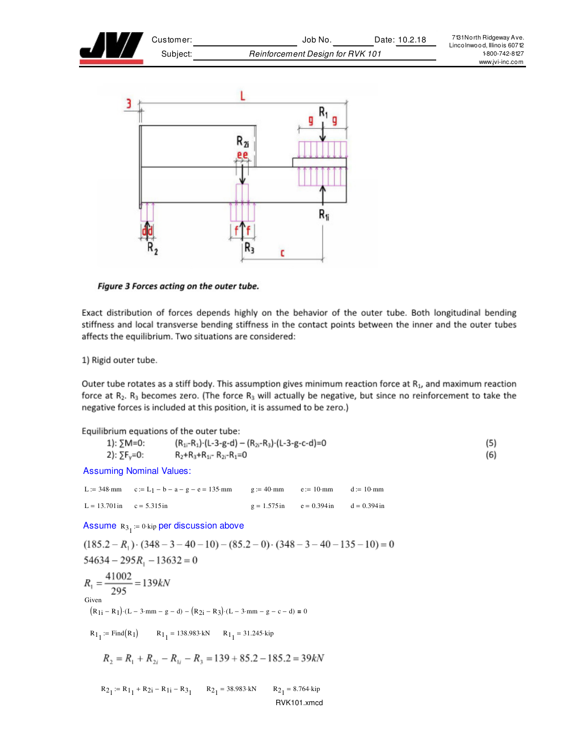**Figure 3 Forces acting on the outer tube.**

Exact distribution of forces depends highly on the behavior of the outer tube. Both longitudinal bending stiffness and local transverse bending stiffness in the contact points between the inner and the outer tubes affects the equilibrium. Two situations are considered:

1) Rigid outer tube.

Outer tube rotates as a stiff body. This assumption gives minimum reaction force at $R_1$, and maximum reaction force at $R_2$. $R_3$ becomes zero. (The force $R_3$ will actually be negative, but since no reinforcement to take the negative forces is included at this position, it is assumed to be zero.)

Equilibrium equations of the outer tube:

1): $\sum M=0$: $(R_{1i}-R_1)\cdot(L-3-g-d)-(R_{2i}-R_3)\cdot(L-3-g-c-d)=0$ (5)

2): $\sum F_y=0$: $R_2+R_3+R_{1i}-R_{2i}-R_1=0$ (6)

Assuming Nominal Values:

| | | | | |
|---|---|---|---|---|
| $L := 348 \cdot mm$ | $c := L_1 - b - a - g - e = 135 \cdot mm$ | $g := 40 \cdot mm$ | $e := 10 \cdot mm$ | $d := 10 \cdot mm$ |
| $L = 13.701 in$ | $c = 5.315 in$ | $g = 1.575 in$ | $e = 0.394 in$ | $d = 0.394 in$ |

Assume $R_{3_1} := 0 \cdot kip$ per discussion above

$$(185.2 - R_1)\cdot(348 - 3 - 40 - 10) - (85.2 - 0)\cdot(348 - 3 - 40 - 135 - 10) = 0$$

$$54634 - 295R_1 - 13632 = 0$$

$$R_1 = \frac{41002}{295} = 139kN$$

Given

$$(R_{1i} - R_1)\cdot(L - 3 \cdot mm - g - d) - (R_{2i} - R_3)\cdot(L - 3 \cdot mm - g - c - d) = 0$$

$R_{1_1} := Find(R_1)$ $\quad R_{1_1} = 138.983 \cdot kN$ $\quad R_{1_1} = 31.245 \cdot kip$

$$R_2 = R_1 + R_{2i} - R_{1i} - R_3 = 139 + 85.2 - 185.2 = 39kN$$

$R_{2_1} := R_{1_1} + R_{2i} - R_{1i} - R_{3_1}$ $\quad R_{2_1} = 38.983 \cdot kN$ $\quad R_{2_1} = 8.764 \cdot kip$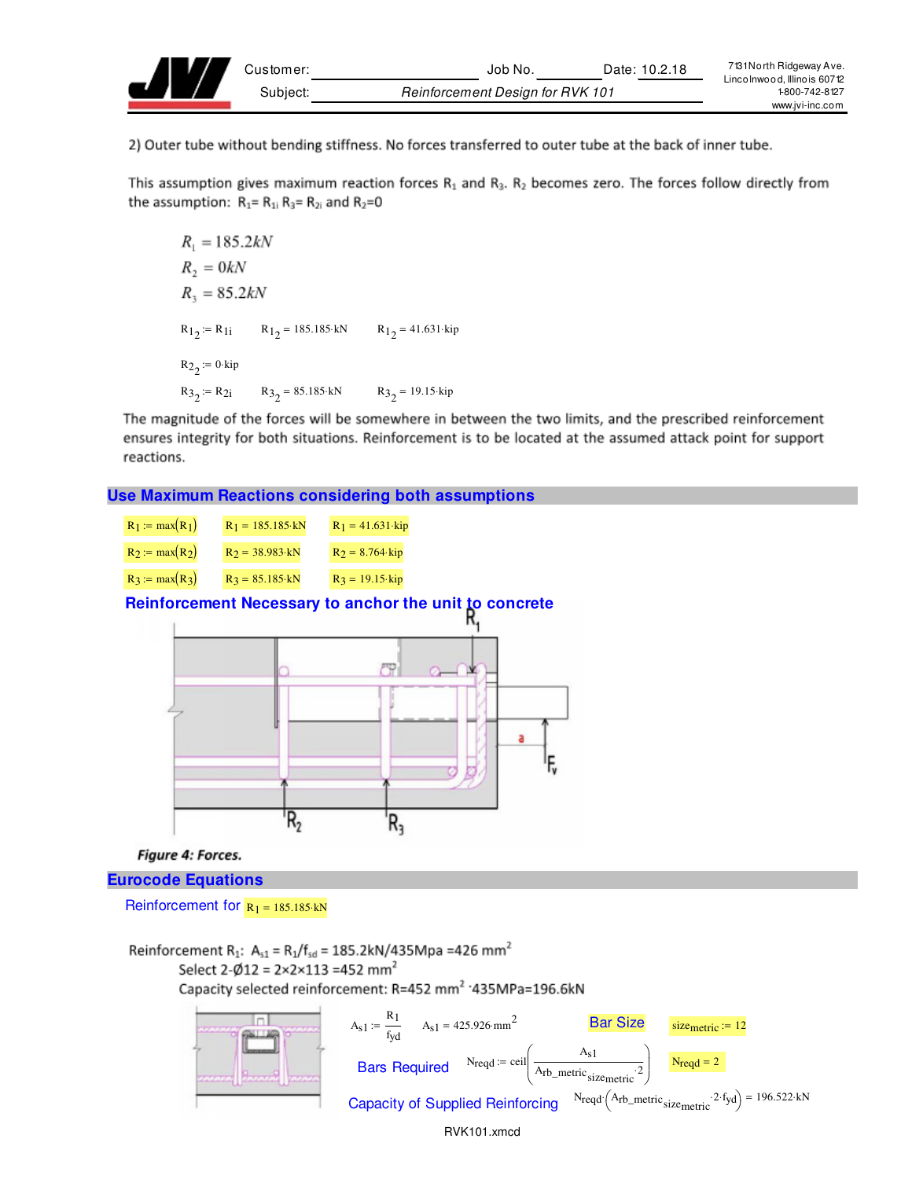2) Outer tube without bending stiffness. No forces transferred to outer tube at the back of inner tube.

This assumption gives maximum reaction forces $R_1$ and $R_3$. $R_2$ becomes zero. The forces follow directly from the assumption: $R_1 = R_{1i}$ $R_3 = R_{2i}$ and $R_2 = 0$

$$R_1 = 185.2kN$$
$$R_2 = 0kN$$
$$R_3 = 85.2kN$$

$R1_2 := R_{1i}$ $\quad R1_2 = 185.185 \cdot kN$ $\quad R1_2 = 41.631 \cdot kip$

$R2_2 := 0 \cdot kip$

$R3_2 := R_{2i}$ $\quad R3_2 = 85.185 \cdot kN$ $\quad R3_2 = 19.15 \cdot kip$

The magnitude of the forces will be somewhere in between the two limits, and the prescribed reinforcement ensures integrity for both situations. Reinforcement is to be located at the assumed attack point for support reactions.

## Use Maximum Reactions considering both assumptions

$R_1 := \max(R_1)$ $\quad R_1 = 185.185 \cdot kN$ $\quad R_1 = 41.631 \cdot kip$

$R_2 := \max(R_2)$ $\quad R_2 = 38.983 \cdot kN$ $\quad R_2 = 8.764 \cdot kip$

$R_3 := \max(R_3)$ $\quad R_3 = 85.185 \cdot kN$ $\quad R_3 = 19.15 \cdot kip$

### Reinforcement Necessary to anchor the unit to concrete

*Figure 4: Forces.*

## Eurocode Equations

### Reinforcement for $R_1 = 185.185 \cdot kN$

Reinforcement $R_1$: $A_{s1} = R_1/f_{sd} = 185.2kN/435Mpa = 426\ mm^2$

Select 2-Ø12 = 2×2×113 = 452 mm²

Capacity selected reinforcement: $R = 452\ mm^2 \cdot 435MPa = 196.6kN$

$A_{s1} := \frac{R_1}{fyd}$ $\quad A_{s1} = 425.926 \cdot mm^2$

Bar Size $\quad size_{metric} := 12$

Bars Required $\quad N_{reqd} := ceil\left(\frac{A_{s1}}{A_{rb\_metric}{}_{size_{metric}} \cdot 2}\right)$ $\quad N_{reqd} = 2$

Capacity of Supplied Reinforcing $\quad N_{reqd} \cdot \left(A_{rb\_metric}{}_{size_{metric}} \cdot 2 \cdot fyd\right) = 196.522 \cdot kN$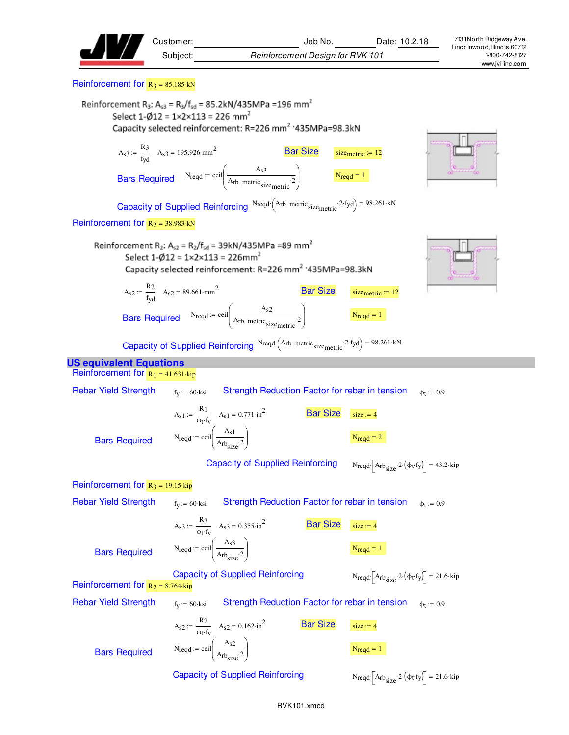Customer: Job No. Date: 10.2.18

Subject: *Reinforcement Design for RVK 101*

7131 North Ridgeway Ave.
Lincolnwood, Illinois 60712
1-800-742-8127
www.jvi-inc.com

Reinforcement for $R_3 = 85.185 \cdot kN$

Reinforcement $R_3$: $A_{s3} = R_3/f_{sd} = 85.2kN/435MPa = 196\ mm^2$
Select 1-Ø12 = 1×2×113 = 226 mm²
Capacity selected reinforcement: R=226 mm² ·435MPa=98.3kN

$A_{s3} := \frac{R3}{fyd}$ $A_{s3} = 195.926 \cdot mm^2$ Bar Size $size_{metric} := 12$

Bars Required $N_{reqd} := ceil\left(\frac{A_{s3}}{Arb\_metric_{size_{metric}} \cdot 2}\right)$ $N_{reqd} = 1$

Capacity of Supplied Reinforcing $N_{reqd} \cdot \left(Arb\_metric_{size_{metric}} \cdot 2 \cdot fyd\right) = 98.261 \cdot kN$

Reinforcement for $R_2 = 38.983 \cdot kN$

Reinforcement $R_2$: $A_{s2} = R_2/f_{sd} = 39kN/435MPa = 89\ mm^2$
Select 1-Ø12 = 1×2×113 = 226mm²
Capacity selected reinforcement: R=226 mm² ·435MPa=98.3kN

$A_{s2} := \frac{R2}{fyd}$ $A_{s2} = 89.661 \cdot mm^2$ Bar Size $size_{metric} := 12$

Bars Required $N_{reqd} := ceil\left(\frac{A_{s2}}{Arb\_metric_{size_{metric}} \cdot 2}\right)$ $N_{reqd} = 1$

Capacity of Supplied Reinforcing $N_{reqd} \cdot \left(Arb\_metric_{size_{metric}} \cdot 2 \cdot fyd\right) = 98.261 \cdot kN$

## US equivalent Equations

Reinforcement for $R_1 = 41.631 \cdot kip$

Rebar Yield Strength $f_y := 60 \cdot ksi$ Strength Reduction Factor for rebar in tension $\phi_t := 0.9$

$A_{s1} := \frac{R1}{\phi_t \cdot f_y}$ $A_{s1} = 0.771 \cdot in^2$ Bar Size $size := 4$

Bars Required $N_{reqd} := ceil\left(\frac{A_{s1}}{Arb_{size} \cdot 2}\right)$ $N_{reqd} = 2$

Capacity of Supplied Reinforcing $N_{reqd} \cdot \left[Arb_{size} \cdot 2 \cdot \left(\phi_t \cdot f_y\right)\right] = 43.2 \cdot kip$

Reinforcement for $R_3 = 19.15 \cdot kip$

Rebar Yield Strength $f_y := 60 \cdot ksi$ Strength Reduction Factor for rebar in tension $\phi_t := 0.9$

$A_{s3} := \frac{R3}{\phi_t \cdot f_y}$ $A_{s3} = 0.355 \cdot in^2$ Bar Size $size := 4$

Bars Required $N_{reqd} := ceil\left(\frac{A_{s3}}{Arb_{size} \cdot 2}\right)$ $N_{reqd} = 1$

Capacity of Supplied Reinforcing $N_{reqd} \cdot \left[Arb_{size} \cdot 2 \cdot \left(\phi_t \cdot f_y\right)\right] = 21.6 \cdot kip$

Reinforcement for $R_2 = 8.764 \cdot kip$

Rebar Yield Strength $f_y := 60 \cdot ksi$ Strength Reduction Factor for rebar in tension $\phi_t := 0.9$

$A_{s2} := \frac{R2}{\phi_t \cdot f_y}$ $A_{s2} = 0.162 \cdot in^2$ Bar Size $size := 4$

Bars Required $N_{reqd} := ceil\left(\frac{A_{s2}}{Arb_{size} \cdot 2}\right)$ $N_{reqd} = 1$

Capacity of Supplied Reinforcing $N_{reqd} \cdot \left[Arb_{size} \cdot 2 \cdot \left(\phi_t \cdot f_y\right)\right] = 21.6 \cdot kip$

RVK101.xmcd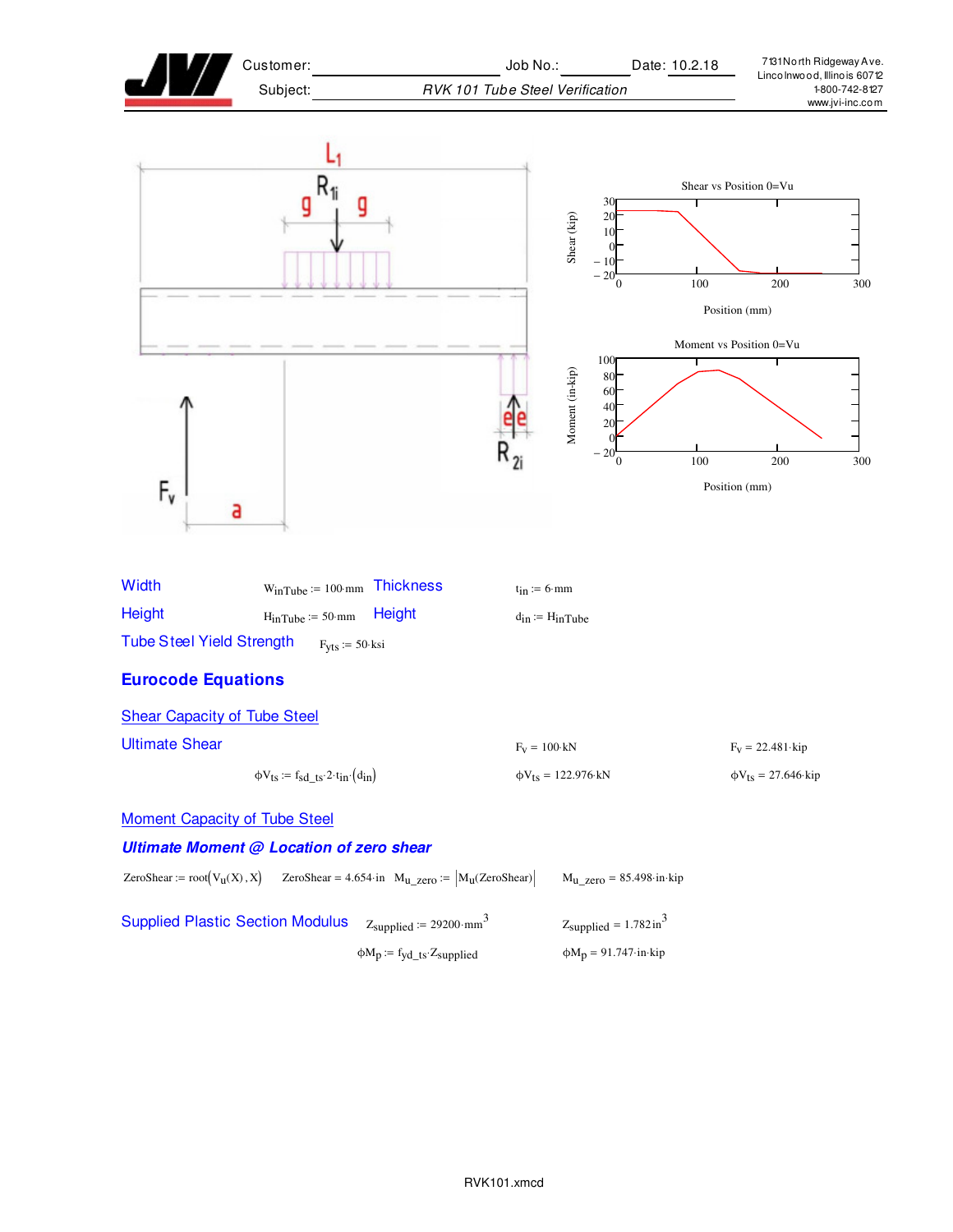Customer: Job No.: Date: 10.2.18

Subject: *RVK 101 Tube Steel Verification*

7131 North Ridgeway Ave.
Lincolnwood, Illinois 60712
1-800-742-8127
www.jvi-inc.com

| | | | |
|---|---|---|---|
| Width | $W_{inTube} := 100 \cdot mm$ | Thickness | $t_{in} := 6 \cdot mm$ |
| Height | $H_{inTube} := 50 \cdot mm$ | Height | $d_{in} := H_{inTube}$ |
| Tube Steel Yield Strength | $F_{yts} := 50 \cdot ksi$ | | |

## Eurocode Equations

### Shear Capacity of Tube Steel

Ultimate Shear

$F_V = 100 \cdot kN$ $\qquad F_V = 22.481 \cdot kip$

$\phi V_{ts} := f_{sd\_ts} \cdot 2 \cdot t_{in} \cdot (d_{in})$ $\qquad \phi V_{ts} = 122.976 \cdot kN$ $\qquad \phi V_{ts} = 27.646 \cdot kip$

### Moment Capacity of Tube Steel

***Ultimate Moment @ Location of zero shear***

$ZeroShear := root(V_u(X), X)$ $\qquad ZeroShear = 4.654 \cdot in$ $\qquad M_{u\_zero} := |M_u(ZeroShear)|$ $\qquad M_{u\_zero} = 85.498 \cdot in \cdot kip$

Supplied Plastic Section Modulus $\qquad Z_{supplied} := 29200 \cdot mm^3$ $\qquad Z_{supplied} = 1.782 \, in^3$

$\phi M_p := f_{yd\_ts} \cdot Z_{supplied}$ $\qquad \phi M_p = 91.747 \cdot in \cdot kip$

RVK101.xmcd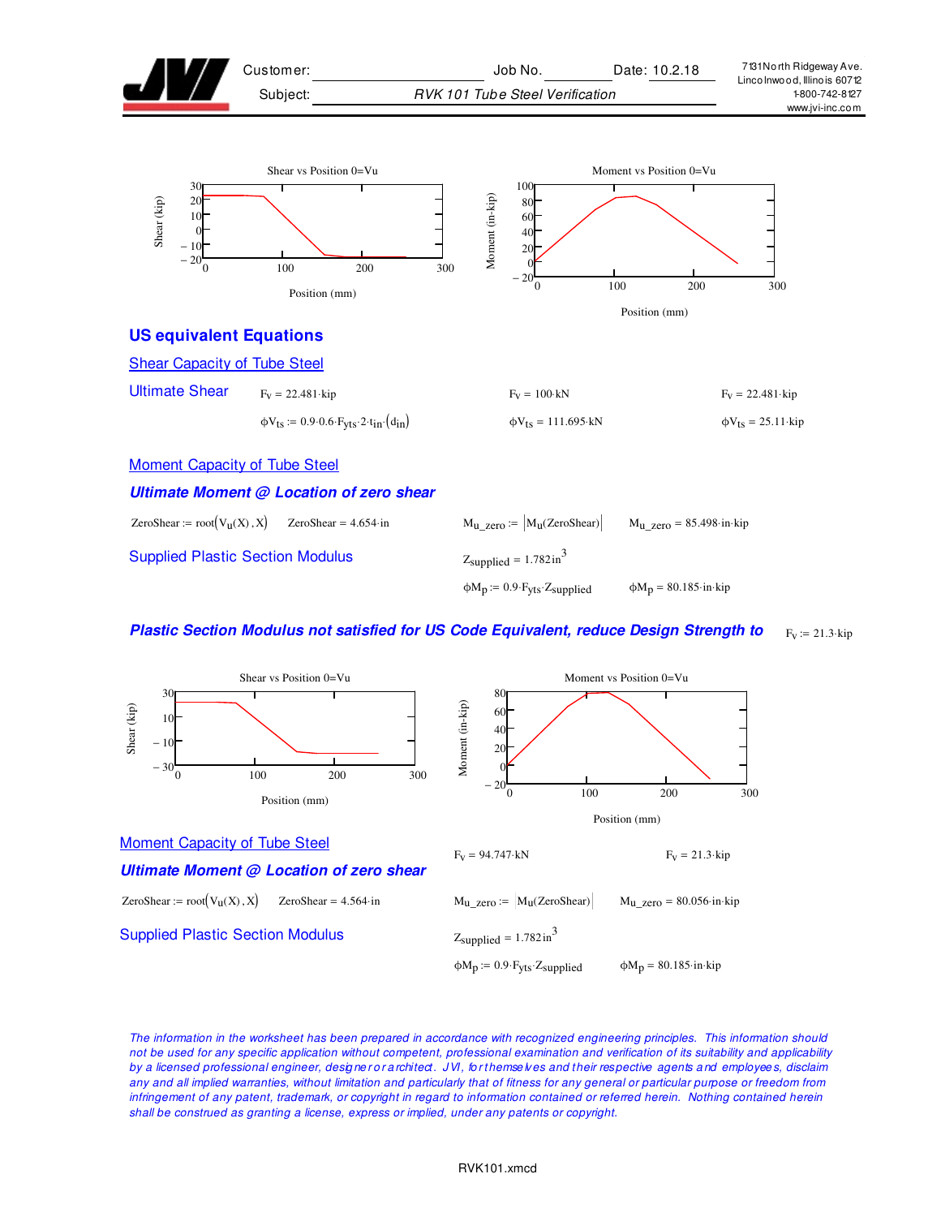Shear vs Position 0=Vu

Shear (kip)

30
20
10
0
− 10
− 20

0 100 200 300

Position (mm)

Moment vs Position 0=Vu

Moment (in-kip)

100
80
60
40
20
0
− 20

0 100 200 300

Position (mm)

## US equivalent Equations

### Shear Capacity of Tube Steel

Ultimate Shear

$F_v = 22.481 \cdot kip$ $\quad F_v = 100 \cdot kN$ $\quad F_v = 22.481 \cdot kip$

$\phi V_{ts} := 0.9 \cdot 0.6 \cdot F_{yts} \cdot 2 \cdot t_{in} \cdot (d_{in})$ $\quad \phi V_{ts} = 111.695 \cdot kN$ $\quad \phi V_{ts} = 25.11 \cdot kip$

### Moment Capacity of Tube Steel

***Ultimate Moment @ Location of zero shear***

$ZeroShear := root(V_u(X), X)$ $\quad ZeroShear = 4.654 \cdot in$ $\quad M_{u\_zero} := |M_u(ZeroShear)|$ $\quad M_{u\_zero} = 85.498 \cdot in \cdot kip$

Supplied Plastic Section Modulus

$Z_{supplied} = 1.782 in^3$

$\phi M_p := 0.9 \cdot F_{yts} \cdot Z_{supplied}$ $\quad \phi M_p = 80.185 \cdot in \cdot kip$

***Plastic Section Modulus not satisfied for US Code Equivalent, reduce Design Strength to*** $F_v := 21.3 \cdot kip$

Shear vs Position 0=Vu

Shear (kip)

30
10
− 10
− 30

0 100 200 300

Position (mm)

Moment vs Position 0=Vu

Moment (in-kip)

80
60
40
20
0
− 20

0 100 200 300

Position (mm)

### Moment Capacity of Tube Steel

$F_v = 94.747 \cdot kN$ $\quad F_v = 21.3 \cdot kip$

***Ultimate Moment @ Location of zero shear***

$ZeroShear := root(V_u(X), X)$ $\quad ZeroShear = 4.564 \cdot in$ $\quad M_{u\_zero} := |M_u(ZeroShear)|$ $\quad M_{u\_zero} = 80.056 \cdot in \cdot kip$

Supplied Plastic Section Modulus

$Z_{supplied} = 1.782 in^3$

$\phi M_p := 0.9 \cdot F_{yts} \cdot Z_{supplied}$ $\quad \phi M_p = 80.185 \cdot in \cdot kip$

*The information in the worksheet has been prepared in accordance with recognized engineering principles. This information should not be used for any specific application without competent, professional examination and verification of its suitability and applicability by a licensed professional engineer, designer or architect. JVI, for themselves and their respective agents and employees, disclaim any and all implied warranties, without limitation and particularly that of fitness for any general or particular purpose or freedom from infringement of any patent, trademark, or copyright in regard to information contained or referred herein. Nothing contained herein shall be construed as granting a license, express or implied, under any patents or copyright.*